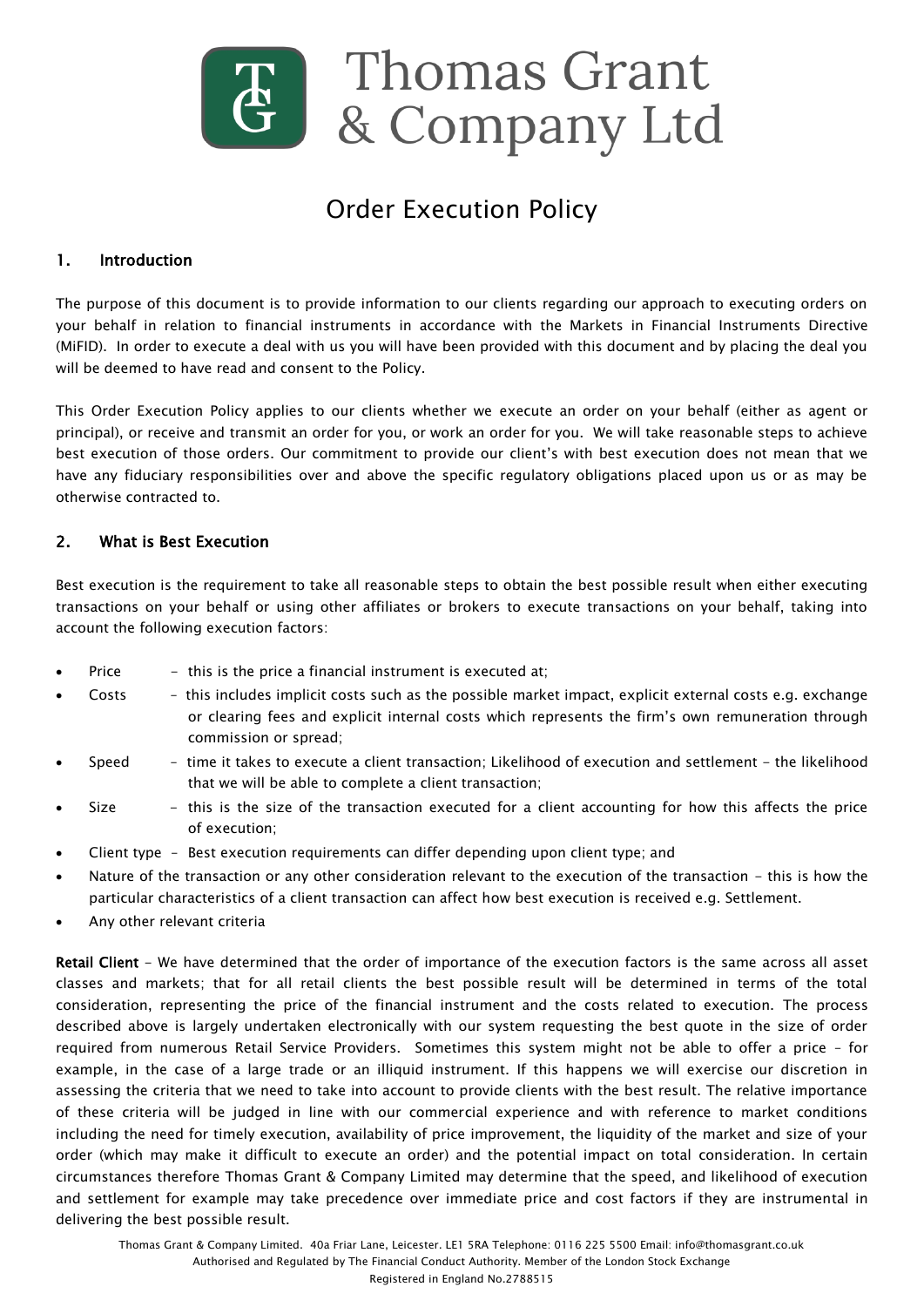# Thomas Grant & Company Ltd

## Order Execution Policy

### 1. Introduction

The purpose of this document is to provide information to our clients regarding our approach to executing orders on your behalf in relation to financial instruments in accordance with the Markets in Financial Instruments Directive (MiFID). In order to execute a deal with us you will have been provided with this document and by placing the deal you will be deemed to have read and consent to the Policy.

This Order Execution Policy applies to our clients whether we execute an order on your behalf (either as agent or principal), or receive and transmit an order for you, or work an order for you. We will take reasonable steps to achieve best execution of those orders. Our commitment to provide our client's with best execution does not mean that we have any fiduciary responsibilities over and above the specific regulatory obligations placed upon us or as may be otherwise contracted to.

### 2. What is Best Execution

Best execution is the requirement to take all reasonable steps to obtain the best possible result when either executing transactions on your behalf or using other affiliates or brokers to execute transactions on your behalf, taking into account the following execution factors:

- Price – this is the price a financial instrument is executed at;
- Costs – this includes implicit costs such as the possible market impact, explicit external costs e.g. exchange or clearing fees and explicit internal costs which represents the firm's own remuneration through commission or spread;
- Speed – time it takes to execute a client transaction; Likelihood of execution and settlement – the likelihood that we will be able to complete a client transaction;
- Size – this is the size of the transaction executed for a client accounting for how this affects the price of execution;
- Client type – Best execution requirements can differ depending upon client type; and
- Nature of the transaction or any other consideration relevant to the execution of the transaction – this is how the particular characteristics of a client transaction can affect how best execution is received e.g. Settlement.
- Any other relevant criteria

**Retail Client** – We have determined that the order of importance of the execution factors is the same across all asset classes and markets; that for all retail clients the best possible result will be determined in terms of the total consideration, representing the price of the financial instrument and the costs related to execution. The process described above is largely undertaken electronically with our system requesting the best quote in the size of order required from numerous Retail Service Providers. Sometimes this system might not be able to offer a price – for example, in the case of a large trade or an illiquid instrument. If this happens we will exercise our discretion in assessing the criteria that we need to take into account to provide clients with the best result. The relative importance of these criteria will be judged in line with our commercial experience and with reference to market conditions including the need for timely execution, availability of price improvement, the liquidity of the market and size of your order (which may make it difficult to execute an order) and the potential impact on total consideration. In certain circumstances therefore Thomas Grant & Company Limited may determine that the speed, and likelihood of execution and settlement for example may take precedence over immediate price and cost factors if they are instrumental in delivering the best possible result.

Thomas Grant & Company Limited. 40a Friar Lane, Leicester. LE1 5RA Telephone: 0116 225 5500 Email: info@thomasgrant.co.uk
Authorised and Regulated by The Financial Conduct Authority. Member of the London Stock Exchange
Registered in England No.2788515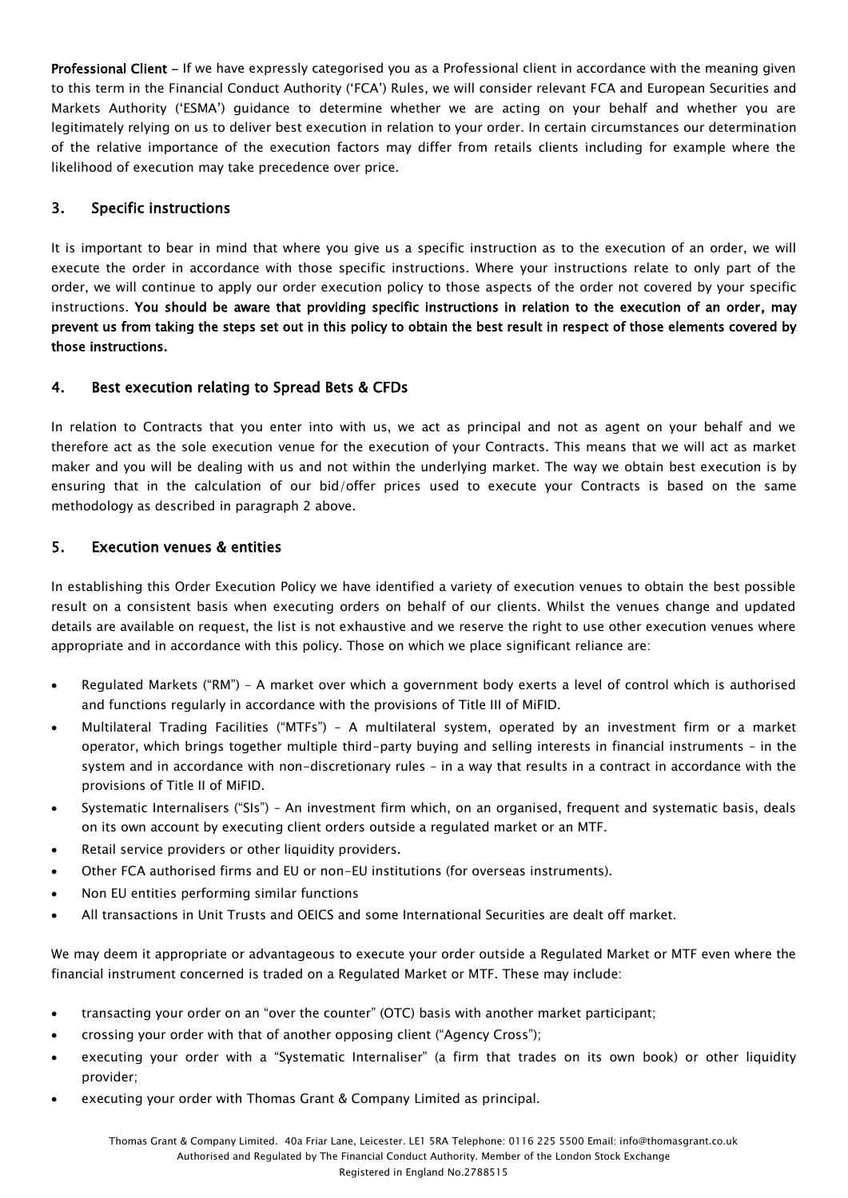**Professional Client –** If we have expressly categorised you as a Professional client in accordance with the meaning given to this term in the Financial Conduct Authority ('FCA') Rules, we will consider relevant FCA and European Securities and Markets Authority ('ESMA') guidance to determine whether we are acting on your behalf and whether you are legitimately relying on us to deliver best execution in relation to your order. In certain circumstances our determination of the relative importance of the execution factors may differ from retails clients including for example where the likelihood of execution may take precedence over price.

## 3. Specific instructions

It is important to bear in mind that where you give us a specific instruction as to the execution of an order, we will execute the order in accordance with those specific instructions. Where your instructions relate to only part of the order, we will continue to apply our order execution policy to those aspects of the order not covered by your specific instructions. **You should be aware that providing specific instructions in relation to the execution of an order, may prevent us from taking the steps set out in this policy to obtain the best result in respect of those elements covered by those instructions.**

## 4. Best execution relating to Spread Bets & CFDs

In relation to Contracts that you enter into with us, we act as principal and not as agent on your behalf and we therefore act as the sole execution venue for the execution of your Contracts. This means that we will act as market maker and you will be dealing with us and not within the underlying market. The way we obtain best execution is by ensuring that in the calculation of our bid/offer prices used to execute your Contracts is based on the same methodology as described in paragraph 2 above.

## 5. Execution venues & entities

In establishing this Order Execution Policy we have identified a variety of execution venues to obtain the best possible result on a consistent basis when executing orders on behalf of our clients. Whilst the venues change and updated details are available on request, the list is not exhaustive and we reserve the right to use other execution venues where appropriate and in accordance with this policy. Those on which we place significant reliance are:

- Regulated Markets ("RM") – A market over which a government body exerts a level of control which is authorised and functions regularly in accordance with the provisions of Title III of MiFID.
- Multilateral Trading Facilities ("MTFs") – A multilateral system, operated by an investment firm or a market operator, which brings together multiple third-party buying and selling interests in financial instruments – in the system and in accordance with non-discretionary rules – in a way that results in a contract in accordance with the provisions of Title II of MiFID.
- Systematic Internalisers ("SIs") – An investment firm which, on an organised, frequent and systematic basis, deals on its own account by executing client orders outside a regulated market or an MTF.
- Retail service providers or other liquidity providers.
- Other FCA authorised firms and EU or non-EU institutions (for overseas instruments).
- Non EU entities performing similar functions
- All transactions in Unit Trusts and OEICS and some International Securities are dealt off market.

We may deem it appropriate or advantageous to execute your order outside a Regulated Market or MTF even where the financial instrument concerned is traded on a Regulated Market or MTF. These may include:

- transacting your order on an "over the counter" (OTC) basis with another market participant;
- crossing your order with that of another opposing client ("Agency Cross");
- executing your order with a "Systematic Internaliser" (a firm that trades on its own book) or other liquidity provider;
- executing your order with Thomas Grant & Company Limited as principal.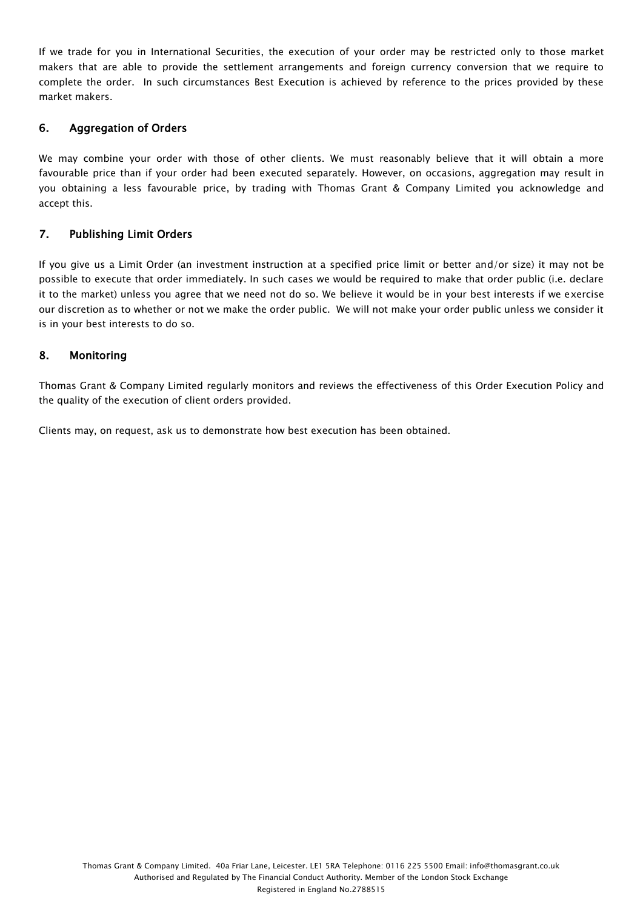If we trade for you in International Securities, the execution of your order may be restricted only to those market makers that are able to provide the settlement arrangements and foreign currency conversion that we require to complete the order. In such circumstances Best Execution is achieved by reference to the prices provided by these market makers.

## 6. Aggregation of Orders

We may combine your order with those of other clients. We must reasonably believe that it will obtain a more favourable price than if your order had been executed separately. However, on occasions, aggregation may result in you obtaining a less favourable price, by trading with Thomas Grant & Company Limited you acknowledge and accept this.

## 7. Publishing Limit Orders

If you give us a Limit Order (an investment instruction at a specified price limit or better and/or size) it may not be possible to execute that order immediately. In such cases we would be required to make that order public (i.e. declare it to the market) unless you agree that we need not do so. We believe it would be in your best interests if we exercise our discretion as to whether or not we make the order public. We will not make your order public unless we consider it is in your best interests to do so.

## 8. Monitoring

Thomas Grant & Company Limited regularly monitors and reviews the effectiveness of this Order Execution Policy and the quality of the execution of client orders provided.

Clients may, on request, ask us to demonstrate how best execution has been obtained.